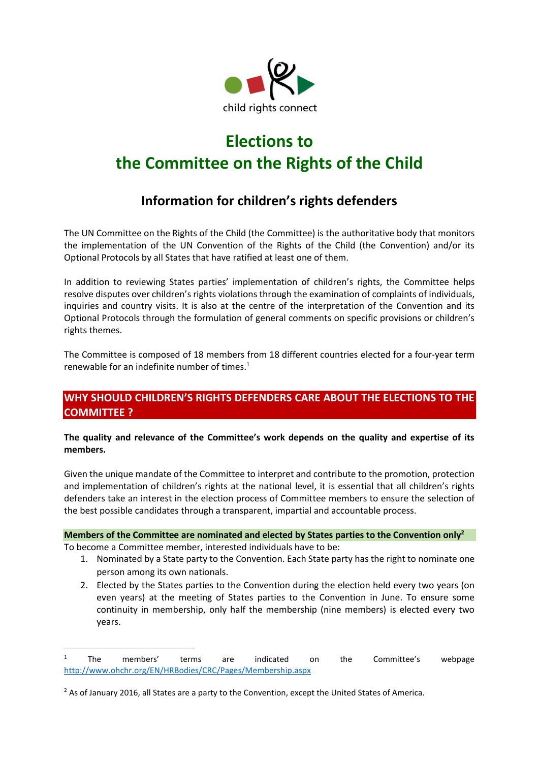child rights connect

# Elections to the Committee on the Rights of the Child

## Information for children's rights defenders

The UN Committee on the Rights of the Child (the Committee) is the authoritative body that monitors the implementation of the UN Convention of the Rights of the Child (the Convention) and/or its Optional Protocols by all States that have ratified at least one of them.

In addition to reviewing States parties' implementation of children's rights, the Committee helps resolve disputes over children's rights violations through the examination of complaints of individuals, inquiries and country visits. It is also at the centre of the interpretation of the Convention and its Optional Protocols through the formulation of general comments on specific provisions or children's rights themes.

The Committee is composed of 18 members from 18 different countries elected for a four-year term renewable for an indefinite number of times.[1]

## WHY SHOULD CHILDREN'S RIGHTS DEFENDERS CARE ABOUT THE ELECTIONS TO THE COMMITTEE ?

**The quality and relevance of the Committee's work depends on the quality and expertise of its members.**

Given the unique mandate of the Committee to interpret and contribute to the promotion, protection and implementation of children's rights at the national level, it is essential that all children's rights defenders take an interest in the election process of Committee members to ensure the selection of the best possible candidates through a transparent, impartial and accountable process.

**Members of the Committee are nominated and elected by States parties to the Convention only[2]**

To become a Committee member, interested individuals have to be:

1. Nominated by a State party to the Convention. Each State party has the right to nominate one person among its own nationals.
2. Elected by the States parties to the Convention during the election held every two years (on even years) at the meeting of States parties to the Convention in June. To ensure some continuity in membership, only half the membership (nine members) is elected every two years.

---

[1] The members' terms are indicated on the Committee's webpage http://www.ohchr.org/EN/HRBodies/CRC/Pages/Membership.aspx

[2] As of January 2016, all States are a party to the Convention, except the United States of America.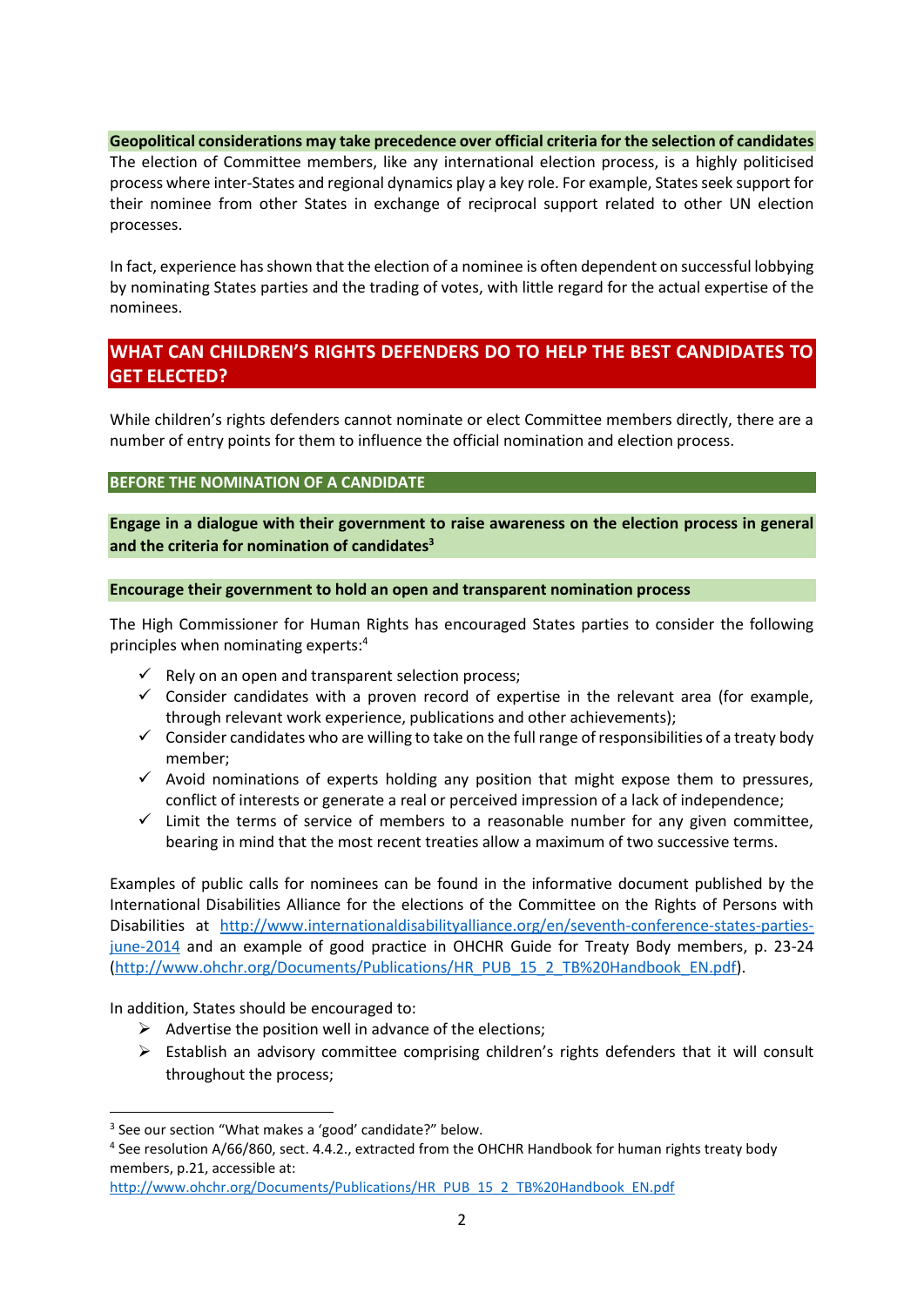**Geopolitical considerations may take precedence over official criteria for the selection of candidates**

The election of Committee members, like any international election process, is a highly politicised process where inter-States and regional dynamics play a key role. For example, States seek support for their nominee from other States in exchange of reciprocal support related to other UN election processes.

In fact, experience has shown that the election of a nominee is often dependent on successful lobbying by nominating States parties and the trading of votes, with little regard for the actual expertise of the nominees.

## WHAT CAN CHILDREN'S RIGHTS DEFENDERS DO TO HELP THE BEST CANDIDATES TO GET ELECTED?

While children's rights defenders cannot nominate or elect Committee members directly, there are a number of entry points for them to influence the official nomination and election process.

### BEFORE THE NOMINATION OF A CANDIDATE

**Engage in a dialogue with their government to raise awareness on the election process in general and the criteria for nomination of candidates**[3]

**Encourage their government to hold an open and transparent nomination process**

The High Commissioner for Human Rights has encouraged States parties to consider the following principles when nominating experts:[4]

- ✓ Rely on an open and transparent selection process;
- ✓ Consider candidates with a proven record of expertise in the relevant area (for example, through relevant work experience, publications and other achievements);
- ✓ Consider candidates who are willing to take on the full range of responsibilities of a treaty body member;
- ✓ Avoid nominations of experts holding any position that might expose them to pressures, conflict of interests or generate a real or perceived impression of a lack of independence;
- ✓ Limit the terms of service of members to a reasonable number for any given committee, bearing in mind that the most recent treaties allow a maximum of two successive terms.

Examples of public calls for nominees can be found in the informative document published by the International Disabilities Alliance for the elections of the Committee on the Rights of Persons with Disabilities at http://www.internationaldisabilityalliance.org/en/seventh-conference-states-parties-june-2014 and an example of good practice in OHCHR Guide for Treaty Body members, p. 23-24 (http://www.ohchr.org/Documents/Publications/HR_PUB_15_2_TB%20Handbook_EN.pdf).

In addition, States should be encouraged to:

- ➢ Advertise the position well in advance of the elections;
- ➢ Establish an advisory committee comprising children's rights defenders that it will consult throughout the process;

---

[3] See our section "What makes a 'good' candidate?" below.

[4] See resolution A/66/860, sect. 4.4.2., extracted from the OHCHR Handbook for human rights treaty body members, p.21, accessible at: http://www.ohchr.org/Documents/Publications/HR_PUB_15_2_TB%20Handbook_EN.pdf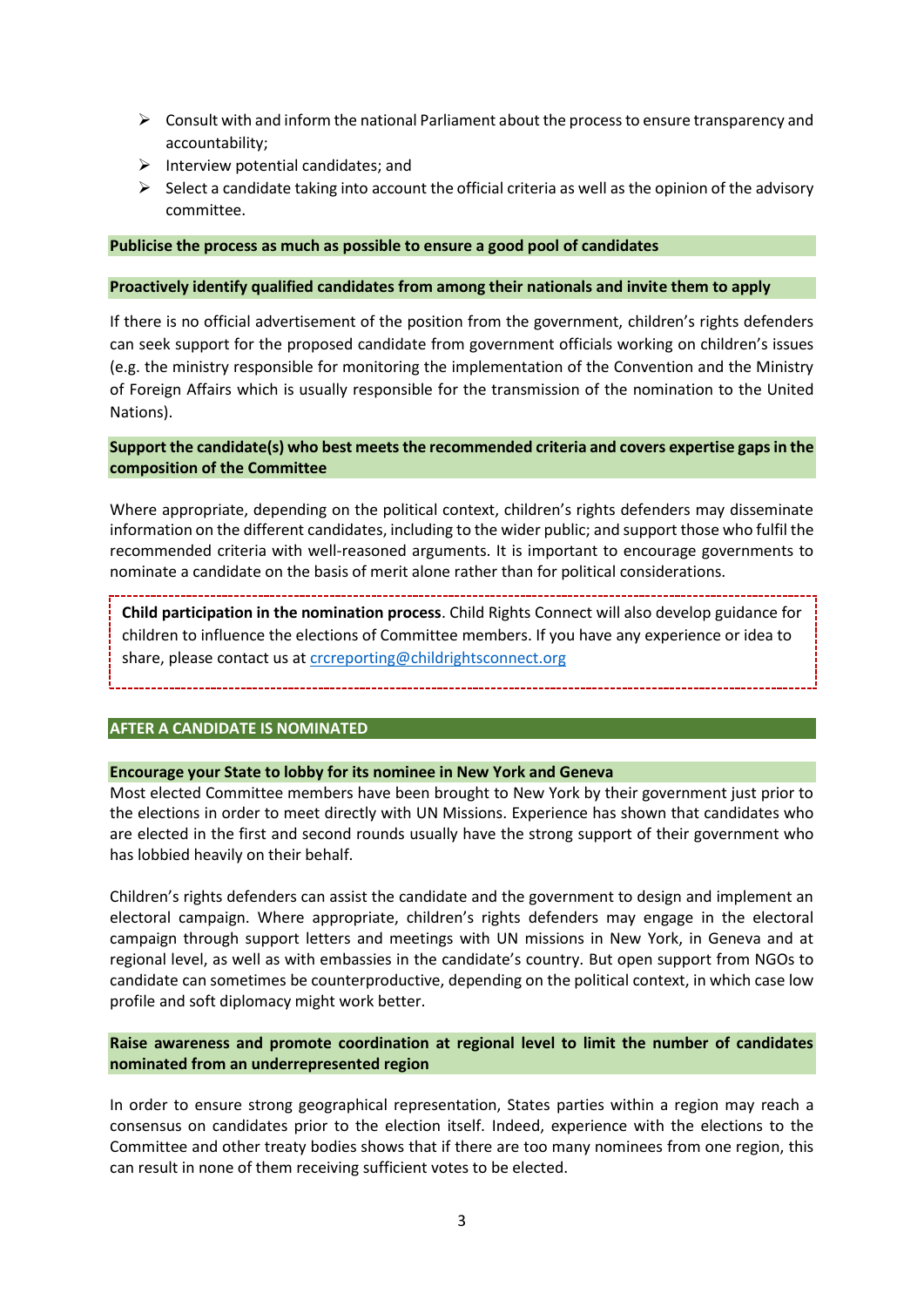- Consult with and inform the national Parliament about the process to ensure transparency and accountability;
- Interview potential candidates; and
- Select a candidate taking into account the official criteria as well as the opinion of the advisory committee.

**Publicise the process as much as possible to ensure a good pool of candidates**

**Proactively identify qualified candidates from among their nationals and invite them to apply**

If there is no official advertisement of the position from the government, children's rights defenders can seek support for the proposed candidate from government officials working on children's issues (e.g. the ministry responsible for monitoring the implementation of the Convention and the Ministry of Foreign Affairs which is usually responsible for the transmission of the nomination to the United Nations).

**Support the candidate(s) who best meets the recommended criteria and covers expertise gaps in the composition of the Committee**

Where appropriate, depending on the political context, children's rights defenders may disseminate information on the different candidates, including to the wider public; and support those who fulfil the recommended criteria with well-reasoned arguments. It is important to encourage governments to nominate a candidate on the basis of merit alone rather than for political considerations.

> **Child participation in the nomination process**. Child Rights Connect will also develop guidance for children to influence the elections of Committee members. If you have any experience or idea to share, please contact us at crcreporting@childrightsconnect.org

## AFTER A CANDIDATE IS NOMINATED

**Encourage your State to lobby for its nominee in New York and Geneva**

Most elected Committee members have been brought to New York by their government just prior to the elections in order to meet directly with UN Missions. Experience has shown that candidates who are elected in the first and second rounds usually have the strong support of their government who has lobbied heavily on their behalf.

Children's rights defenders can assist the candidate and the government to design and implement an electoral campaign. Where appropriate, children's rights defenders may engage in the electoral campaign through support letters and meetings with UN missions in New York, in Geneva and at regional level, as well as with embassies in the candidate's country. But open support from NGOs to candidate can sometimes be counterproductive, depending on the political context, in which case low profile and soft diplomacy might work better.

**Raise awareness and promote coordination at regional level to limit the number of candidates nominated from an underrepresented region**

In order to ensure strong geographical representation, States parties within a region may reach a consensus on candidates prior to the election itself. Indeed, experience with the elections to the Committee and other treaty bodies shows that if there are too many nominees from one region, this can result in none of them receiving sufficient votes to be elected.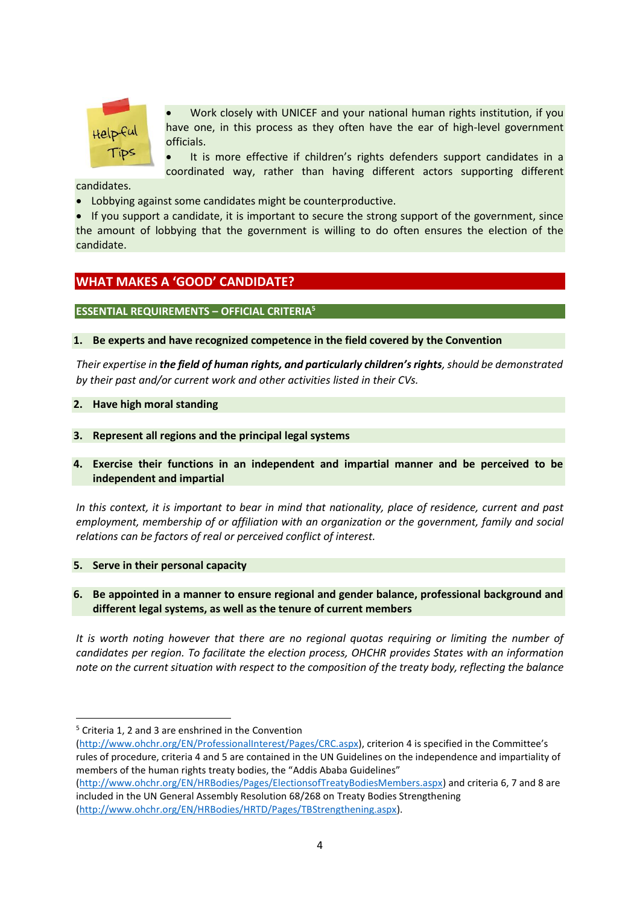Helpful Tips

- Work closely with UNICEF and your national human rights institution, if you have one, in this process as they often have the ear of high-level government officials.
- It is more effective if children's rights defenders support candidates in a coordinated way, rather than having different actors supporting different candidates.
- Lobbying against some candidates might be counterproductive.
- If you support a candidate, it is important to secure the strong support of the government, since the amount of lobbying that the government is willing to do often ensures the election of the candidate.

## WHAT MAKES A 'GOOD' CANDIDATE?

### ESSENTIAL REQUIREMENTS – OFFICIAL CRITERIA[5]

**1. Be experts and have recognized competence in the field covered by the Convention**

*Their expertise in **the field of human rights, and particularly children's rights**, should be demonstrated by their past and/or current work and other activities listed in their CVs.*

**2. Have high moral standing**

**3. Represent all regions and the principal legal systems**

**4. Exercise their functions in an independent and impartial manner and be perceived to be independent and impartial**

*In this context, it is important to bear in mind that nationality, place of residence, current and past employment, membership of or affiliation with an organization or the government, family and social relations can be factors of real or perceived conflict of interest.*

**5. Serve in their personal capacity**

**6. Be appointed in a manner to ensure regional and gender balance, professional background and different legal systems, as well as the tenure of current members**

*It is worth noting however that there are no regional quotas requiring or limiting the number of candidates per region. To facilitate the election process, OHCHR provides States with an information note on the current situation with respect to the composition of the treaty body, reflecting the balance*

---

[5] Criteria 1, 2 and 3 are enshrined in the Convention (http://www.ohchr.org/EN/ProfessionalInterest/Pages/CRC.aspx), criterion 4 is specified in the Committee's rules of procedure, criteria 4 and 5 are contained in the UN Guidelines on the independence and impartiality of members of the human rights treaty bodies, the "Addis Ababa Guidelines" (http://www.ohchr.org/EN/HRBodies/Pages/ElectionsofTreatyBodiesMembers.aspx) and criteria 6, 7 and 8 are included in the UN General Assembly Resolution 68/268 on Treaty Bodies Strengthening (http://www.ohchr.org/EN/HRBodies/HRTD/Pages/TBStrengthening.aspx).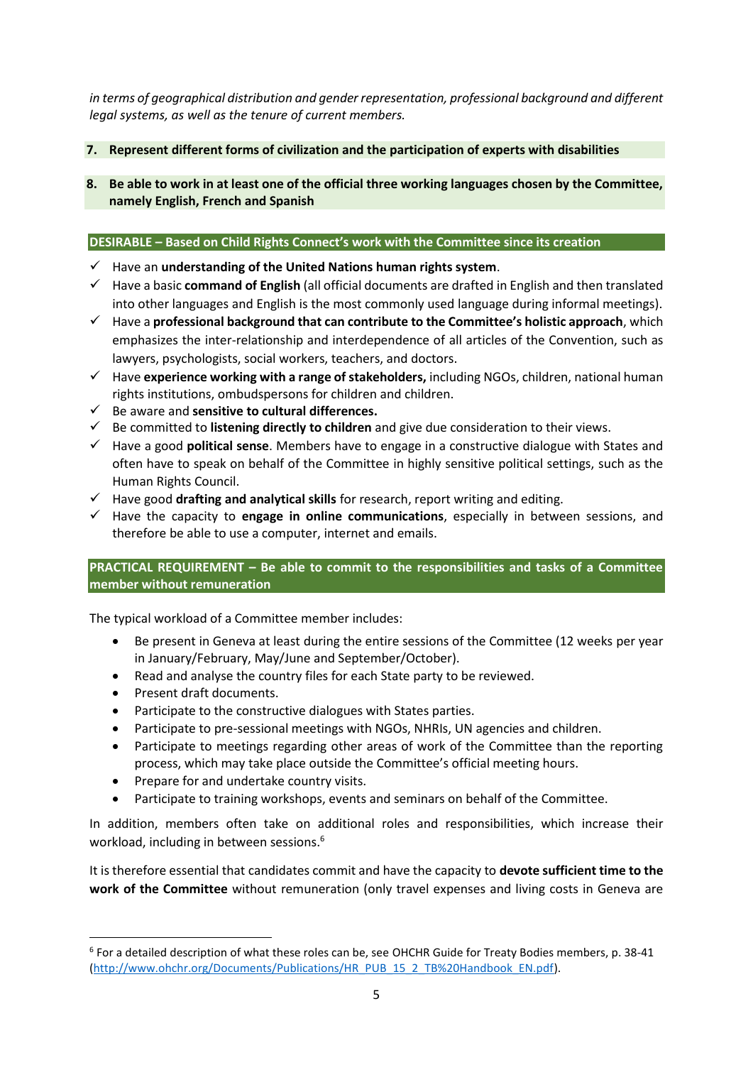*in terms of geographical distribution and gender representation, professional background and different legal systems, as well as the tenure of current members.*

**7. Represent different forms of civilization and the participation of experts with disabilities**

**8. Be able to work in at least one of the official three working languages chosen by the Committee, namely English, French and Spanish**

**DESIRABLE – Based on Child Rights Connect's work with the Committee since its creation**

- ✓ Have an **understanding of the United Nations human rights system**.
- ✓ Have a basic **command of English** (all official documents are drafted in English and then translated into other languages and English is the most commonly used language during informal meetings).
- ✓ Have a **professional background that can contribute to the Committee's holistic approach**, which emphasizes the inter-relationship and interdependence of all articles of the Convention, such as lawyers, psychologists, social workers, teachers, and doctors.
- ✓ Have **experience working with a range of stakeholders,** including NGOs, children, national human rights institutions, ombudspersons for children and children.
- ✓ Be aware and **sensitive to cultural differences.**
- ✓ Be committed to **listening directly to children** and give due consideration to their views.
- ✓ Have a good **political sense**. Members have to engage in a constructive dialogue with States and often have to speak on behalf of the Committee in highly sensitive political settings, such as the Human Rights Council.
- ✓ Have good **drafting and analytical skills** for research, report writing and editing.
- ✓ Have the capacity to **engage in online communications**, especially in between sessions, and therefore be able to use a computer, internet and emails.

**PRACTICAL REQUIREMENT – Be able to commit to the responsibilities and tasks of a Committee member without remuneration**

The typical workload of a Committee member includes:

- Be present in Geneva at least during the entire sessions of the Committee (12 weeks per year in January/February, May/June and September/October).
- Read and analyse the country files for each State party to be reviewed.
- Present draft documents.
- Participate to the constructive dialogues with States parties.
- Participate to pre-sessional meetings with NGOs, NHRIs, UN agencies and children.
- Participate to meetings regarding other areas of work of the Committee than the reporting process, which may take place outside the Committee's official meeting hours.
- Prepare for and undertake country visits.
- Participate to training workshops, events and seminars on behalf of the Committee.

In addition, members often take on additional roles and responsibilities, which increase their workload, including in between sessions.[6]

It is therefore essential that candidates commit and have the capacity to **devote sufficient time to the work of the Committee** without remuneration (only travel expenses and living costs in Geneva are

[6] For a detailed description of what these roles can be, see OHCHR Guide for Treaty Bodies members, p. 38-41 (http://www.ohchr.org/Documents/Publications/HR_PUB_15_2_TB%20Handbook_EN.pdf).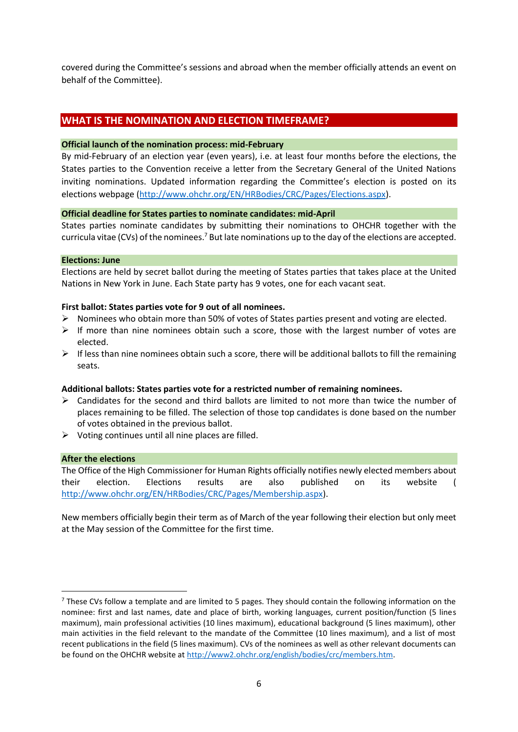covered during the Committee's sessions and abroad when the member officially attends an event on behalf of the Committee).

## WHAT IS THE NOMINATION AND ELECTION TIMEFRAME?

### Official launch of the nomination process: mid-February

By mid-February of an election year (even years), i.e. at least four months before the elections, the States parties to the Convention receive a letter from the Secretary General of the United Nations inviting nominations. Updated information regarding the Committee's election is posted on its elections webpage (http://www.ohchr.org/EN/HRBodies/CRC/Pages/Elections.aspx).

### Official deadline for States parties to nominate candidates: mid-April

States parties nominate candidates by submitting their nominations to OHCHR together with the curricula vitae (CVs) of the nominees.[7] But late nominations up to the day of the elections are accepted.

### Elections: June

Elections are held by secret ballot during the meeting of States parties that takes place at the United Nations in New York in June. Each State party has 9 votes, one for each vacant seat.

**First ballot: States parties vote for 9 out of all nominees.**

- Nominees who obtain more than 50% of votes of States parties present and voting are elected.
- If more than nine nominees obtain such a score, those with the largest number of votes are elected.
- If less than nine nominees obtain such a score, there will be additional ballots to fill the remaining seats.

**Additional ballots: States parties vote for a restricted number of remaining nominees.**

- Candidates for the second and third ballots are limited to not more than twice the number of places remaining to be filled. The selection of those top candidates is done based on the number of votes obtained in the previous ballot.
- Voting continues until all nine places are filled.

### After the elections

The Office of the High Commissioner for Human Rights officially notifies newly elected members about their election. Elections results are also published on its website ( http://www.ohchr.org/EN/HRBodies/CRC/Pages/Membership.aspx).

New members officially begin their term as of March of the year following their election but only meet at the May session of the Committee for the first time.

---

[7] These CVs follow a template and are limited to 5 pages. They should contain the following information on the nominee: first and last names, date and place of birth, working languages, current position/function (5 lines maximum), main professional activities (10 lines maximum), educational background (5 lines maximum), other main activities in the field relevant to the mandate of the Committee (10 lines maximum), and a list of most recent publications in the field (5 lines maximum). CVs of the nominees as well as other relevant documents can be found on the OHCHR website at http://www2.ohchr.org/english/bodies/crc/members.htm.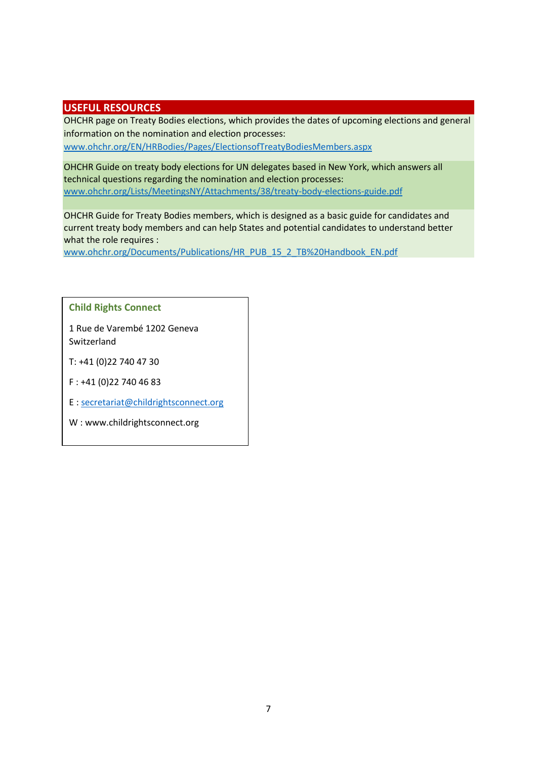## USEFUL RESOURCES

OHCHR page on Treaty Bodies elections, which provides the dates of upcoming elections and general information on the nomination and election processes:
www.ohchr.org/EN/HRBodies/Pages/ElectionsofTreatyBodiesMembers.aspx

OHCHR Guide on treaty body elections for UN delegates based in New York, which answers all technical questions regarding the nomination and election processes:
www.ohchr.org/Lists/MeetingsNY/Attachments/38/treaty-body-elections-guide.pdf

OHCHR Guide for Treaty Bodies members, which is designed as a basic guide for candidates and current treaty body members and can help States and potential candidates to understand better what the role requires :
www.ohchr.org/Documents/Publications/HR_PUB_15_2_TB%20Handbook_EN.pdf

**Child Rights Connect**

1 Rue de Varembé 1202 Geneva
Switzerland

T: +41 (0)22 740 47 30

F : +41 (0)22 740 46 83

E : secretariat@childrightsconnect.org

W : www.childrightsconnect.org